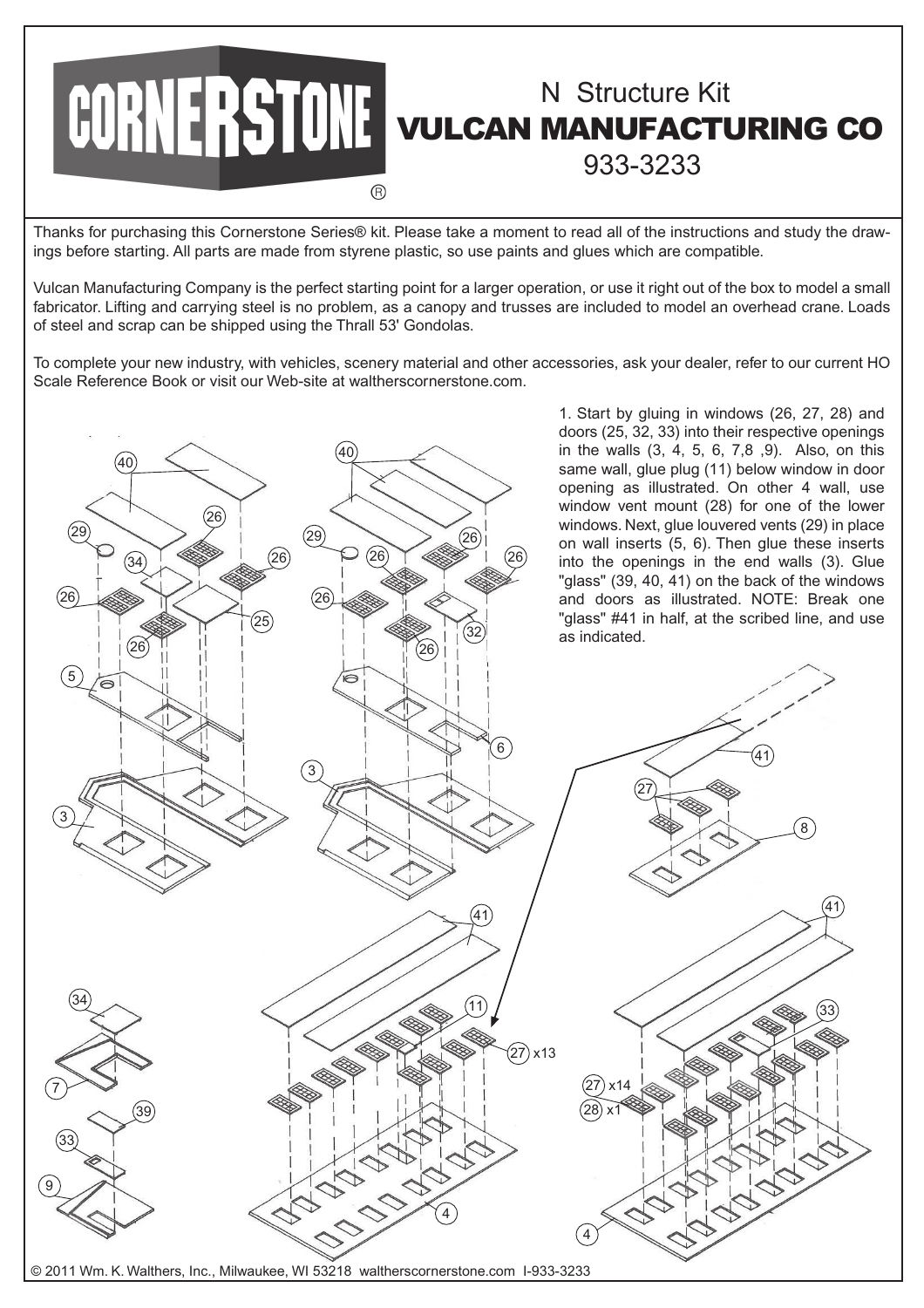# CORNERSTONE®

## N Structure Kit
## VULCAN MANUFACTURING CO
## 933-3233

Thanks for purchasing this Cornerstone Series® kit. Please take a moment to read all of the instructions and study the drawings before starting. All parts are made from styrene plastic, so use paints and glues which are compatible.

Vulcan Manufacturing Company is the perfect starting point for a larger operation, or use it right out of the box to model a small fabricator. Lifting and carrying steel is no problem, as a canopy and trusses are included to model an overhead crane. Loads of steel and scrap can be shipped using the Thrall 53' Gondolas.

To complete your new industry, with vehicles, scenery material and other accessories, ask your dealer, refer to our current HO Scale Reference Book or visit our Web-site at walthers­cornerstone.com.

1. Start by gluing in windows (26, 27, 28) and doors (25, 32, 33) into their respective openings in the walls (3, 4, 5, 6, 7,8 ,9). Also, on this same wall, glue plug (11) below window in door opening as illustrated. On other 4 wall, use window vent mount (28) for one of the lower windows. Next, glue louvered vents (29) in place on wall inserts (5, 6). Then glue these inserts into the openings in the end walls (3). Glue "glass" (39, 40, 41) on the back of the windows and doors as illustrated. NOTE: Break one "glass" #41 in half, at the scribed line, and use as indicated.

© 2011 Wm. K. Walthers, Inc., Milwaukee, WI 53218 walthers­cornerstone.com I-933-3233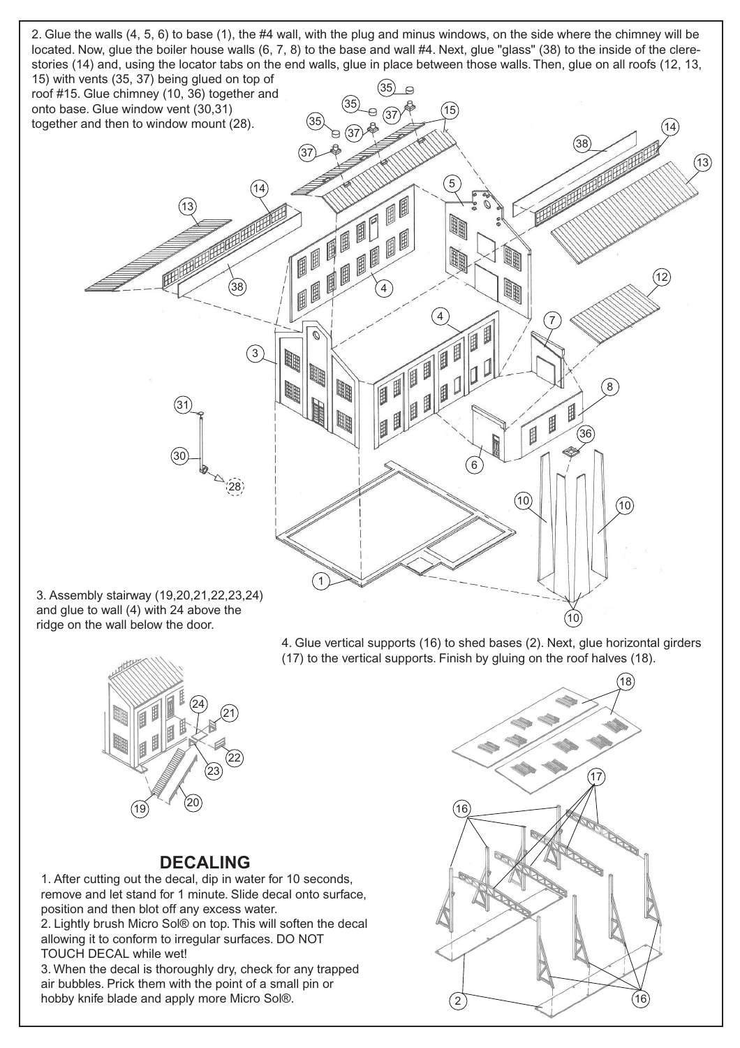2. Glue the walls (4, 5, 6) to base (1), the #4 wall, with the plug and minus windows, on the side where the chimney will be located. Now, glue the boiler house walls (6, 7, 8) to the base and wall #4. Next, glue "glass" (38) to the inside of the clerestories (14) and, using the locator tabs on the end walls, glue in place between those walls. Then, glue on all roofs (12, 13, 15) with vents (35, 37) being glued on top of roof #15. Glue chimney (10, 36) together and onto base. Glue window vent (30,31) together and then to window mount (28).

3. Assembly stairway (19,20,21,22,23,24) and glue to wall (4) with 24 above the ridge on the wall below the door.

4. Glue vertical supports (16) to shed bases (2). Next, glue horizontal girders (17) to the vertical supports. Finish by gluing on the roof halves (18).

## DECALING

1. After cutting out the decal, dip in water for 10 seconds, remove and let stand for 1 minute. Slide decal onto surface, position and then blot off any excess water.
2. Lightly brush Micro Sol® on top. This will soften the decal allowing it to conform to irregular surfaces. DO NOT TOUCH DECAL while wet!
3. When the decal is thoroughly dry, check for any trapped air bubbles. Prick them with the point of a small pin or hobby knife blade and apply more Micro Sol®.